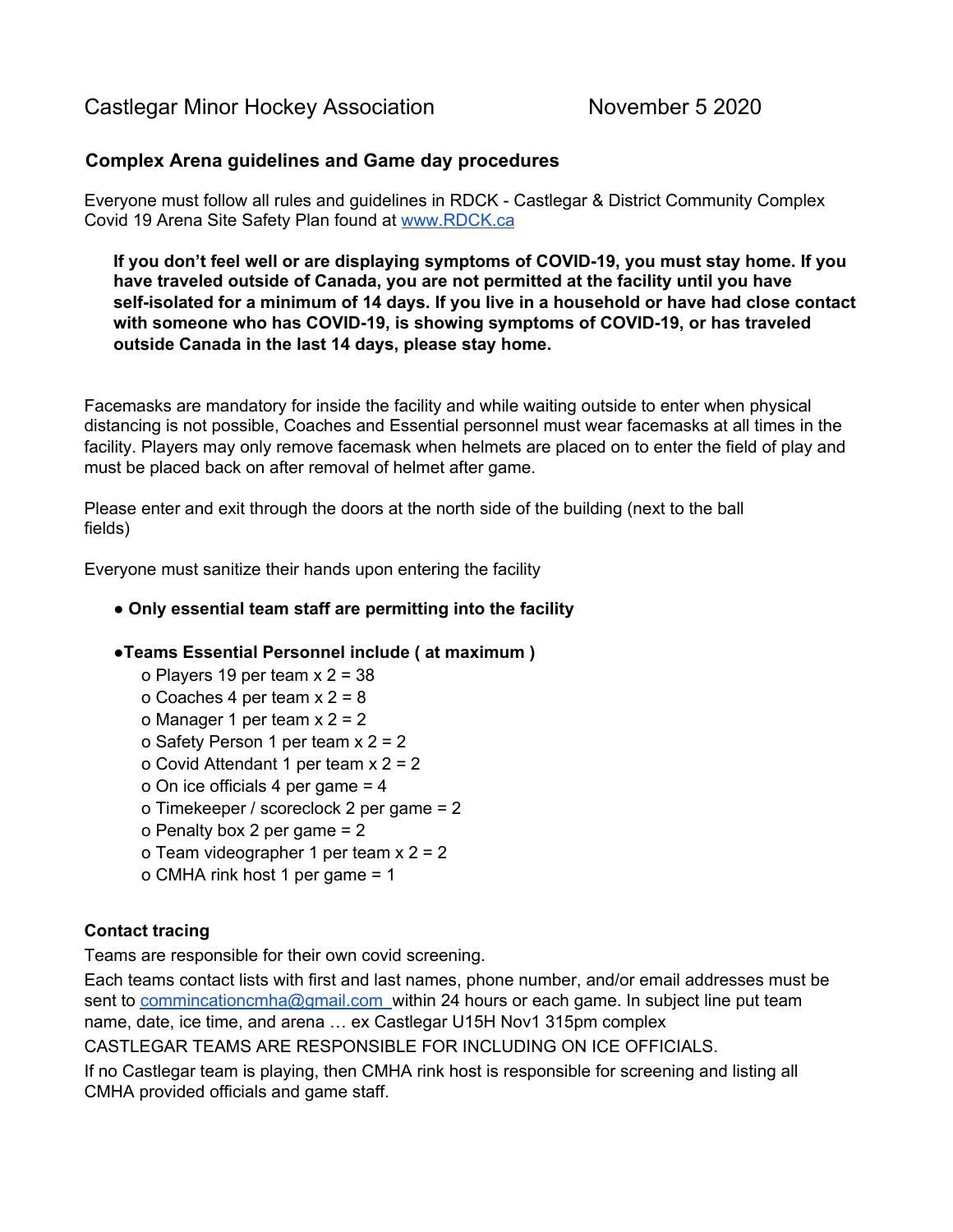Castlegar Minor Hockey Association November 5 2020

### Complex Arena guidelines and Game day procedures

Everyone must follow all rules and guidelines in RDCK - Castlegar & District Community Complex Covid 19 Arena Site Safety Plan found at [www.RDCK.ca](http://www.RDCK.ca)

> **If you don't feel well or are displaying symptoms of COVID-19, you must stay home. If you have traveled outside of Canada, you are not permitted at the facility until you have self-isolated for a minimum of 14 days. If you live in a household or have had close contact with someone who has COVID-19, is showing symptoms of COVID-19, or has traveled outside Canada in the last 14 days, please stay home.**

Facemasks are mandatory for inside the facility and while waiting outside to enter when physical distancing is not possible, Coaches and Essential personnel must wear facemasks at all times in the facility. Players may only remove facemask when helmets are placed on to enter the field of play and must be placed back on after removal of helmet after game.

Please enter and exit through the doors at the north side of the building (next to the ball fields)

Everyone must sanitize their hands upon entering the facility

- **Only essential team staff are permitting into the facility**
- **Teams Essential Personnel include ( at maximum )**
  - o Players 19 per team x 2 = 38
  - o Coaches 4 per team x 2 = 8
  - o Manager 1 per team x 2 = 2
  - o Safety Person 1 per team x 2 = 2
  - o Covid Attendant 1 per team x 2 = 2
  - o On ice officials 4 per game = 4
  - o Timekeeper / scoreclock 2 per game = 2
  - o Penalty box 2 per game = 2
  - o Team videographer 1 per team x 2 = 2
  - o CMHA rink host 1 per game = 1

**Contact tracing**

Teams are responsible for their own covid screening.

Each teams contact lists with first and last names, phone number, and/or email addresses must be sent to commincationcmha@gmail.com within 24 hours or each game. In subject line put team name, date, ice time, and arena … ex Castlegar U15H Nov1 315pm complex

CASTLEGAR TEAMS ARE RESPONSIBLE FOR INCLUDING ON ICE OFFICIALS.

If no Castlegar team is playing, then CMHA rink host is responsible for screening and listing all CMHA provided officials and game staff.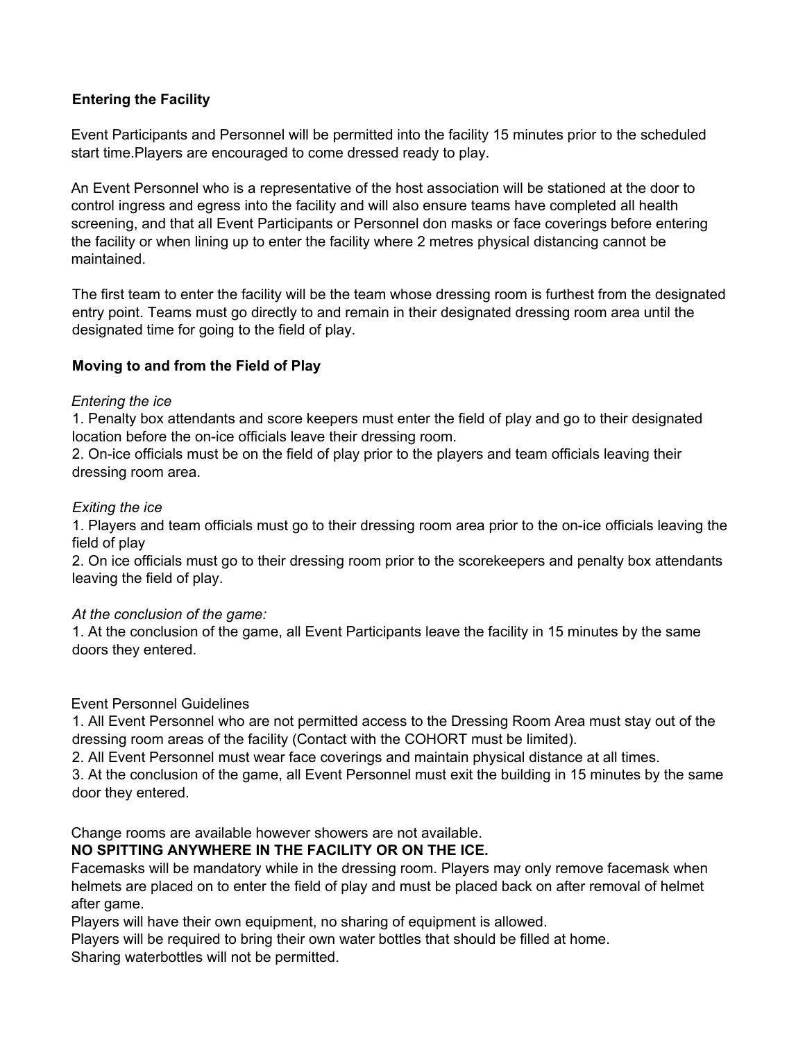**Entering the Facility**

Event Participants and Personnel will be permitted into the facility 15 minutes prior to the scheduled start time.Players are encouraged to come dressed ready to play.

An Event Personnel who is a representative of the host association will be stationed at the door to control ingress and egress into the facility and will also ensure teams have completed all health screening, and that all Event Participants or Personnel don masks or face coverings before entering the facility or when lining up to enter the facility where 2 metres physical distancing cannot be maintained.

The first team to enter the facility will be the team whose dressing room is furthest from the designated entry point. Teams must go directly to and remain in their designated dressing room area until the designated time for going to the field of play.

**Moving to and from the Field of Play**

*Entering the ice*

1. Penalty box attendants and score keepers must enter the field of play and go to their designated location before the on-ice officials leave their dressing room.
2. On-ice officials must be on the field of play prior to the players and team officials leaving their dressing room area.

*Exiting the ice*

1. Players and team officials must go to their dressing room area prior to the on-ice officials leaving the field of play
2. On ice officials must go to their dressing room prior to the scorekeepers and penalty box attendants leaving the field of play.

*At the conclusion of the game:*

1. At the conclusion of the game, all Event Participants leave the facility in 15 minutes by the same doors they entered.

Event Personnel Guidelines

1. All Event Personnel who are not permitted access to the Dressing Room Area must stay out of the dressing room areas of the facility (Contact with the COHORT must be limited).
2. All Event Personnel must wear face coverings and maintain physical distance at all times.
3. At the conclusion of the game, all Event Personnel must exit the building in 15 minutes by the same door they entered.

Change rooms are available however showers are not available.

**NO SPITTING ANYWHERE IN THE FACILITY OR ON THE ICE.**

Facemasks will be mandatory while in the dressing room. Players may only remove facemask when helmets are placed on to enter the field of play and must be placed back on after removal of helmet after game.

Players will have their own equipment, no sharing of equipment is allowed.

Players will be required to bring their own water bottles that should be filled at home.

Sharing waterbottles will not be permitted.